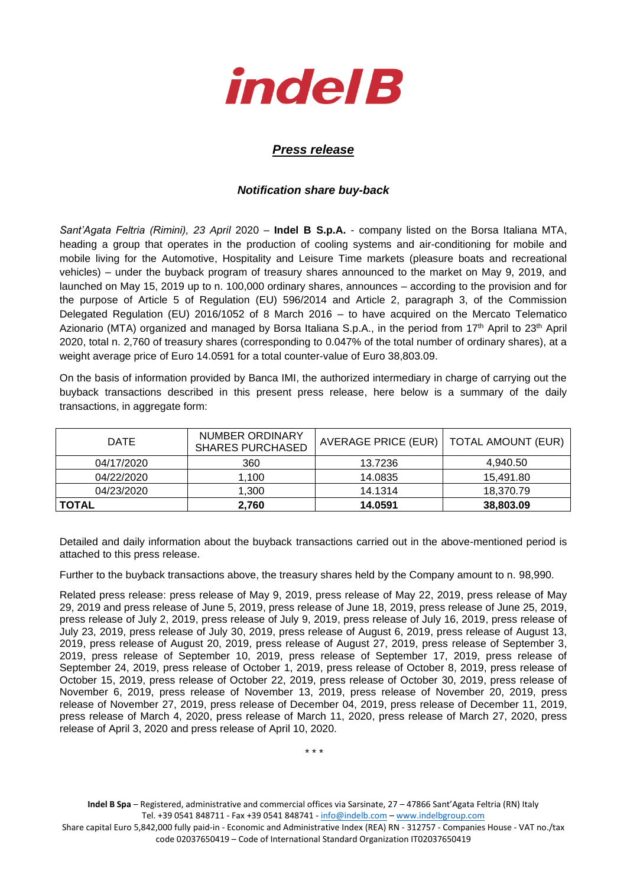*indelB*

## ***Press release***

### ***Notification share buy-back***

*Sant'Agata Feltria (Rimini), 23 April* 2020 – **Indel B S.p.A.** - company listed on the Borsa Italiana MTA, heading a group that operates in the production of cooling systems and air-conditioning for mobile and mobile living for the Automotive, Hospitality and Leisure Time markets (pleasure boats and recreational vehicles) – under the buyback program of treasury shares announced to the market on May 9, 2019, and launched on May 15, 2019 up to n. 100,000 ordinary shares, announces – according to the provision and for the purpose of Article 5 of Regulation (EU) 596/2014 and Article 2, paragraph 3, of the Commission Delegated Regulation (EU) 2016/1052 of 8 March 2016 – to have acquired on the Mercato Telematico Azionario (MTA) organized and managed by Borsa Italiana S.p.A., in the period from 17th April to 23th April 2020, total n. 2,760 of treasury shares (corresponding to 0.047% of the total number of ordinary shares), at a weight average price of Euro 14.0591 for a total counter-value of Euro 38,803.09.

On the basis of information provided by Banca IMI, the authorized intermediary in charge of carrying out the buyback transactions described in this present press release, here below is a summary of the daily transactions, in aggregate form:

| DATE | NUMBER ORDINARY SHARES PURCHASED | AVERAGE PRICE (EUR) | TOTAL AMOUNT (EUR) |
|---|---|---|---|
| 04/17/2020 | 360 | 13.7236 | 4,940.50 |
| 04/22/2020 | 1,100 | 14.0835 | 15,491.80 |
| 04/23/2020 | 1,300 | 14.1314 | 18,370.79 |
| **TOTAL** | **2,760** | **14.0591** | **38,803.09** |

Detailed and daily information about the buyback transactions carried out in the above-mentioned period is attached to this press release.

Further to the buyback transactions above, the treasury shares held by the Company amount to n. 98,990.

Related press release: press release of May 9, 2019, press release of May 22, 2019, press release of May 29, 2019 and press release of June 5, 2019, press release of June 18, 2019, press release of June 25, 2019, press release of July 2, 2019, press release of July 9, 2019, press release of July 16, 2019, press release of July 23, 2019, press release of July 30, 2019, press release of August 6, 2019, press release of August 13, 2019, press release of August 20, 2019, press release of August 27, 2019, press release of September 3, 2019, press release of September 10, 2019, press release of September 17, 2019, press release of September 24, 2019, press release of October 1, 2019, press release of October 8, 2019, press release of October 15, 2019, press release of October 22, 2019, press release of October 30, 2019, press release of November 6, 2019, press release of November 13, 2019, press release of November 20, 2019, press release of November 27, 2019, press release of December 04, 2019, press release of December 11, 2019, press release of March 4, 2020, press release of March 11, 2020, press release of March 27, 2020, press release of April 3, 2020 and press release of April 10, 2020.

\* \* \*

**Indel B Spa** – Registered, administrative and commercial offices via Sarsinate, 27 – 47866 Sant'Agata Feltria (RN) Italy
Tel. +39 0541 848711 - Fax +39 0541 848741 - info@indelb.com – www.indelbgroup.com
Share capital Euro 5,842,000 fully paid-in - Economic and Administrative Index (REA) RN - 312757 - Companies House - VAT no./tax code 02037650419 – Code of International Standard Organization IT02037650419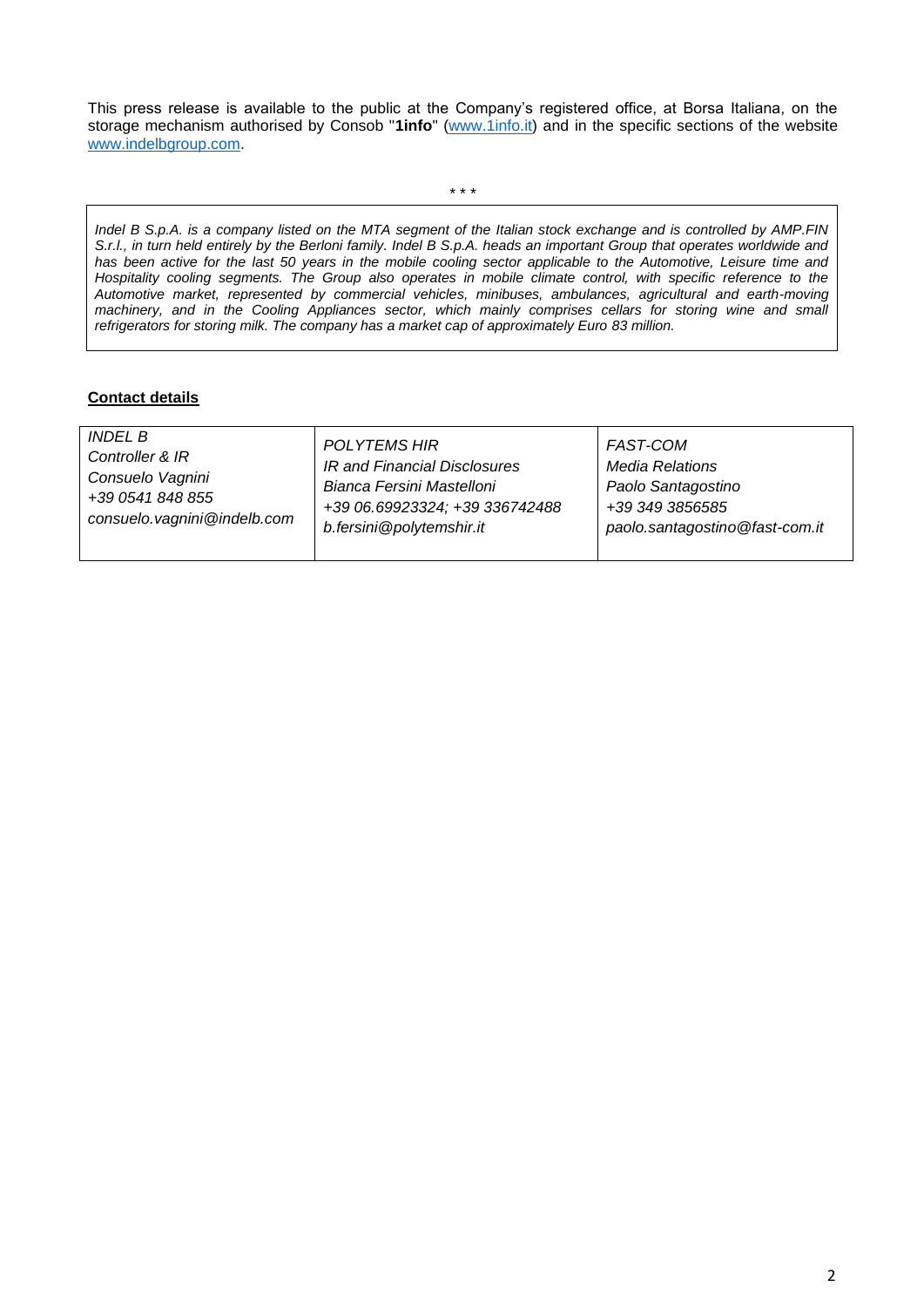This press release is available to the public at the Company's registered office, at Borsa Italiana, on the storage mechanism authorised by Consob "**1info**" (www.1info.it) and in the specific sections of the website www.indelbgroup.com.

\* \* \*

*Indel B S.p.A. is a company listed on the MTA segment of the Italian stock exchange and is controlled by AMP.FIN S.r.l., in turn held entirely by the Berloni family. Indel B S.p.A. heads an important Group that operates worldwide and has been active for the last 50 years in the mobile cooling sector applicable to the Automotive, Leisure time and Hospitality cooling segments. The Group also operates in mobile climate control, with specific reference to the Automotive market, represented by commercial vehicles, minibuses, ambulances, agricultural and earth-moving machinery, and in the Cooling Appliances sector, which mainly comprises cellars for storing wine and small refrigerators for storing milk. The company has a market cap of approximately Euro 83 million.*

**Contact details**

| *INDEL B*<br>*Controller & IR*<br>*Consuelo Vagnini*<br>*+39 0541 848 855*<br>*consuelo.vagnini@indelb.com* | *POLYTEMS HIR*<br>*IR and Financial Disclosures*<br>*Bianca Fersini Mastelloni*<br>*+39 06.69923324; +39 336742488*<br>*b.fersini@polytemshir.it* | *FAST-COM*<br>*Media Relations*<br>*Paolo Santagostino*<br>*+39 349 3856585*<br>*paolo.santagostino@fast-com.it* |
|---|---|---|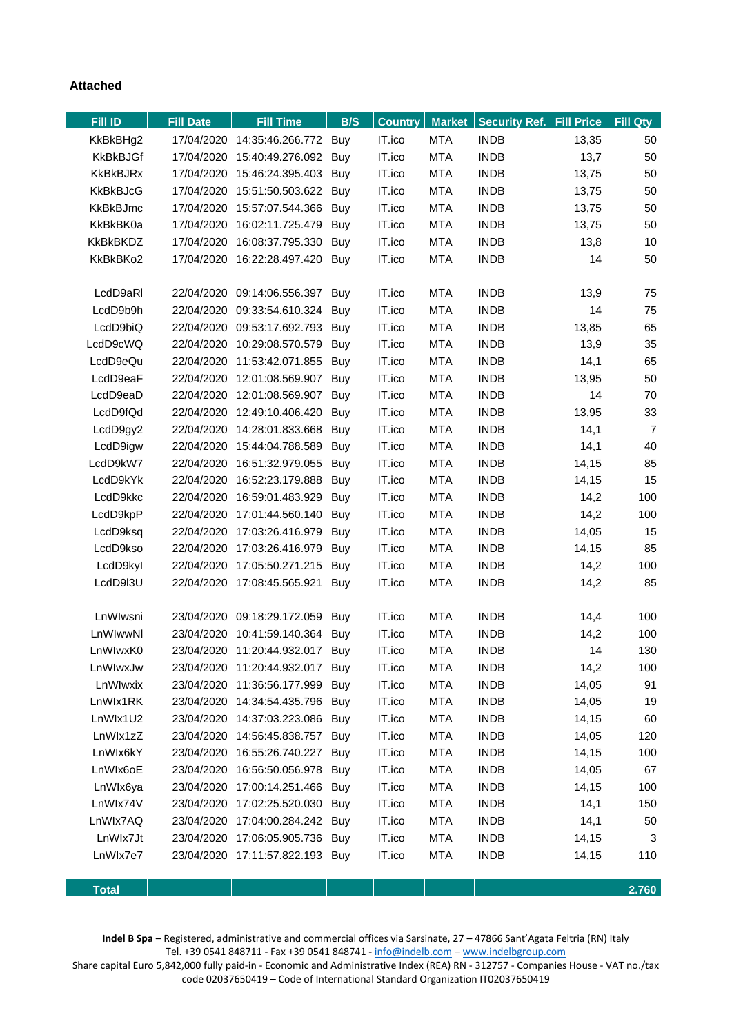**Attached**

| Fill ID | Fill Date | Fill Time | B/S | Country | Market | Security Ref. | Fill Price | Fill Qty |
|---|---|---|---|---|---|---|---|---|
| KkBkBHg2 | 17/04/2020 | 14:35:46.266.772 | Buy | IT.ico | MTA | INDB | 13,35 | 50 |
| KkBkBJGf | 17/04/2020 | 15:40:49.276.092 | Buy | IT.ico | MTA | INDB | 13,7 | 50 |
| KkBkBJRx | 17/04/2020 | 15:46:24.395.403 | Buy | IT.ico | MTA | INDB | 13,75 | 50 |
| KkBkBJcG | 17/04/2020 | 15:51:50.503.622 | Buy | IT.ico | MTA | INDB | 13,75 | 50 |
| KkBkBJmc | 17/04/2020 | 15:57:07.544.366 | Buy | IT.ico | MTA | INDB | 13,75 | 50 |
| KkBkBK0a | 17/04/2020 | 16:02:11.725.479 | Buy | IT.ico | MTA | INDB | 13,75 | 50 |
| KkBkBKDZ | 17/04/2020 | 16:08:37.795.330 | Buy | IT.ico | MTA | INDB | 13,8 | 10 |
| KkBkBKo2 | 17/04/2020 | 16:22:28.497.420 | Buy | IT.ico | MTA | INDB | 14 | 50 |
| | | | | | | | | |
| LcdD9aRl | 22/04/2020 | 09:14:06.556.397 | Buy | IT.ico | MTA | INDB | 13,9 | 75 |
| LcdD9b9h | 22/04/2020 | 09:33:54.610.324 | Buy | IT.ico | MTA | INDB | 14 | 75 |
| LcdD9biQ | 22/04/2020 | 09:53:17.692.793 | Buy | IT.ico | MTA | INDB | 13,85 | 65 |
| LcdD9cWQ | 22/04/2020 | 10:29:08.570.579 | Buy | IT.ico | MTA | INDB | 13,9 | 35 |
| LcdD9eQu | 22/04/2020 | 11:53:42.071.855 | Buy | IT.ico | MTA | INDB | 14,1 | 65 |
| LcdD9eaF | 22/04/2020 | 12:01:08.569.907 | Buy | IT.ico | MTA | INDB | 13,95 | 50 |
| LcdD9eaD | 22/04/2020 | 12:01:08.569.907 | Buy | IT.ico | MTA | INDB | 14 | 70 |
| LcdD9fQd | 22/04/2020 | 12:49:10.406.420 | Buy | IT.ico | MTA | INDB | 13,95 | 33 |
| LcdD9gy2 | 22/04/2020 | 14:28:01.833.668 | Buy | IT.ico | MTA | INDB | 14,1 | 7 |
| LcdD9igw | 22/04/2020 | 15:44:04.788.589 | Buy | IT.ico | MTA | INDB | 14,1 | 40 |
| LcdD9kW7 | 22/04/2020 | 16:51:32.979.055 | Buy | IT.ico | MTA | INDB | 14,15 | 85 |
| LcdD9kYk | 22/04/2020 | 16:52:23.179.888 | Buy | IT.ico | MTA | INDB | 14,15 | 15 |
| LcdD9kkc | 22/04/2020 | 16:59:01.483.929 | Buy | IT.ico | MTA | INDB | 14,2 | 100 |
| LcdD9kpP | 22/04/2020 | 17:01:44.560.140 | Buy | IT.ico | MTA | INDB | 14,2 | 100 |
| LcdD9ksq | 22/04/2020 | 17:03:26.416.979 | Buy | IT.ico | MTA | INDB | 14,05 | 15 |
| LcdD9kso | 22/04/2020 | 17:03:26.416.979 | Buy | IT.ico | MTA | INDB | 14,15 | 85 |
| LcdD9kyl | 22/04/2020 | 17:05:50.271.215 | Buy | IT.ico | MTA | INDB | 14,2 | 100 |
| LcdD9l3U | 22/04/2020 | 17:08:45.565.921 | Buy | IT.ico | MTA | INDB | 14,2 | 85 |
| | | | | | | | | |
| LnWIwsni | 23/04/2020 | 09:18:29.172.059 | Buy | IT.ico | MTA | INDB | 14,4 | 100 |
| LnWIwwNl | 23/04/2020 | 10:41:59.140.364 | Buy | IT.ico | MTA | INDB | 14,2 | 100 |
| LnWIwxK0 | 23/04/2020 | 11:20:44.932.017 | Buy | IT.ico | MTA | INDB | 14 | 130 |
| LnWIwxJw | 23/04/2020 | 11:20:44.932.017 | Buy | IT.ico | MTA | INDB | 14,2 | 100 |
| LnWIwxix | 23/04/2020 | 11:36:56.177.999 | Buy | IT.ico | MTA | INDB | 14,05 | 91 |
| LnWIx1RK | 23/04/2020 | 14:34:54.435.796 | Buy | IT.ico | MTA | INDB | 14,05 | 19 |
| LnWIx1U2 | 23/04/2020 | 14:37:03.223.086 | Buy | IT.ico | MTA | INDB | 14,15 | 60 |
| LnWIx1zZ | 23/04/2020 | 14:56:45.838.757 | Buy | IT.ico | MTA | INDB | 14,05 | 120 |
| LnWIx6kY | 23/04/2020 | 16:55:26.740.227 | Buy | IT.ico | MTA | INDB | 14,15 | 100 |
| LnWIx6oE | 23/04/2020 | 16:56:50.056.978 | Buy | IT.ico | MTA | INDB | 14,05 | 67 |
| LnWIx6ya | 23/04/2020 | 17:00:14.251.466 | Buy | IT.ico | MTA | INDB | 14,15 | 100 |
| LnWIx74V | 23/04/2020 | 17:02:25.520.030 | Buy | IT.ico | MTA | INDB | 14,1 | 150 |
| LnWIx7AQ | 23/04/2020 | 17:04:00.284.242 | Buy | IT.ico | MTA | INDB | 14,1 | 50 |
| LnWIx7Jt | 23/04/2020 | 17:06:05.905.736 | Buy | IT.ico | MTA | INDB | 14,15 | 3 |
| LnWIx7e7 | 23/04/2020 | 17:11:57.822.193 | Buy | IT.ico | MTA | INDB | 14,15 | 110 |
| **Total** | | | | | | | | **2.760** |

**Indel B Spa** – Registered, administrative and commercial offices via Sarsinate, 27 – 47866 Sant'Agata Feltria (RN) Italy
Tel. +39 0541 848711 - Fax +39 0541 848741 - info@indelb.com – www.indelbgroup.com
Share capital Euro 5,842,000 fully paid-in - Economic and Administrative Index (REA) RN - 312757 - Companies House - VAT no./tax code 02037650419 – Code of International Standard Organization IT02037650419